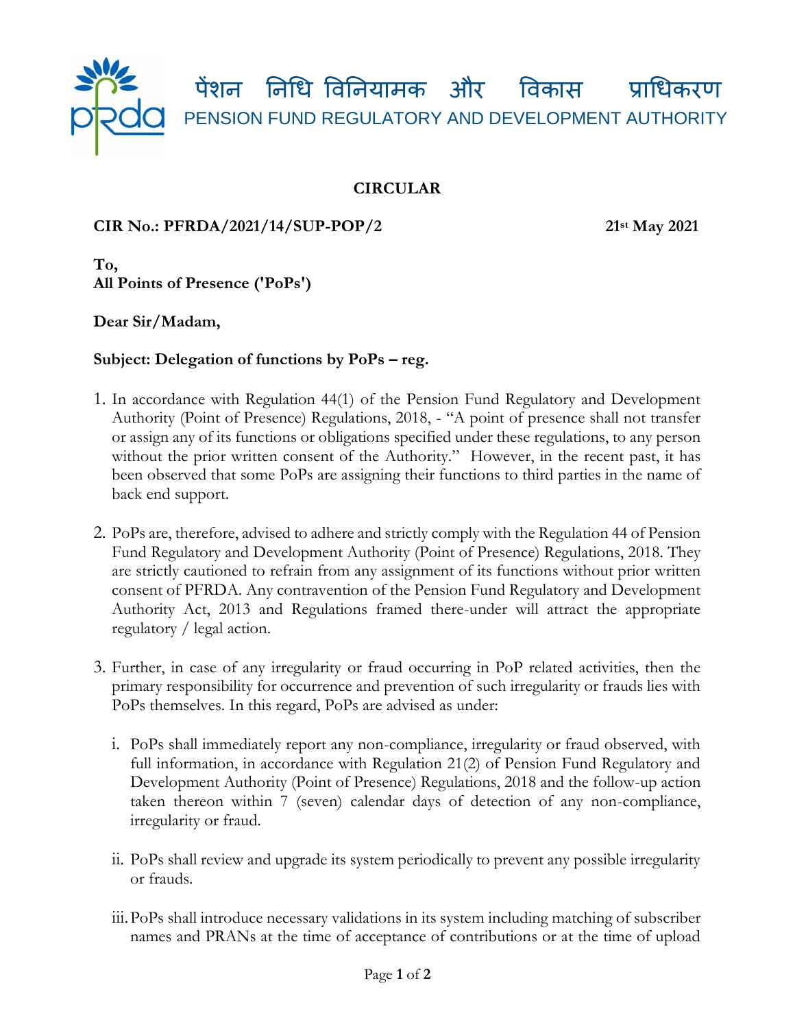पेंशन निधि विनियामक और विकास प्राधिकरण

PENSION FUND REGULATORY AND DEVELOPMENT AUTHORITY

**CIRCULAR**

**CIR No.: PFRDA/2021/14/SUP-POP/2** **21st May 2021**

**To,**
**All Points of Presence ('PoPs')**

**Dear Sir/Madam,**

**Subject: Delegation of functions by PoPs – reg.**

1. In accordance with Regulation 44(1) of the Pension Fund Regulatory and Development Authority (Point of Presence) Regulations, 2018, - "A point of presence shall not transfer or assign any of its functions or obligations specified under these regulations, to any person without the prior written consent of the Authority." However, in the recent past, it has been observed that some PoPs are assigning their functions to third parties in the name of back end support.

2. PoPs are, therefore, advised to adhere and strictly comply with the Regulation 44 of Pension Fund Regulatory and Development Authority (Point of Presence) Regulations, 2018. They are strictly cautioned to refrain from any assignment of its functions without prior written consent of PFRDA. Any contravention of the Pension Fund Regulatory and Development Authority Act, 2013 and Regulations framed there-under will attract the appropriate regulatory / legal action.

3. Further, in case of any irregularity or fraud occurring in PoP related activities, then the primary responsibility for occurrence and prevention of such irregularity or frauds lies with PoPs themselves. In this regard, PoPs are advised as under:

   i. PoPs shall immediately report any non-compliance, irregularity or fraud observed, with full information, in accordance with Regulation 21(2) of Pension Fund Regulatory and Development Authority (Point of Presence) Regulations, 2018 and the follow-up action taken thereon within 7 (seven) calendar days of detection of any non-compliance, irregularity or fraud.

   ii. PoPs shall review and upgrade its system periodically to prevent any possible irregularity or frauds.

   iii. PoPs shall introduce necessary validations in its system including matching of subscriber names and PRANs at the time of acceptance of contributions or at the time of upload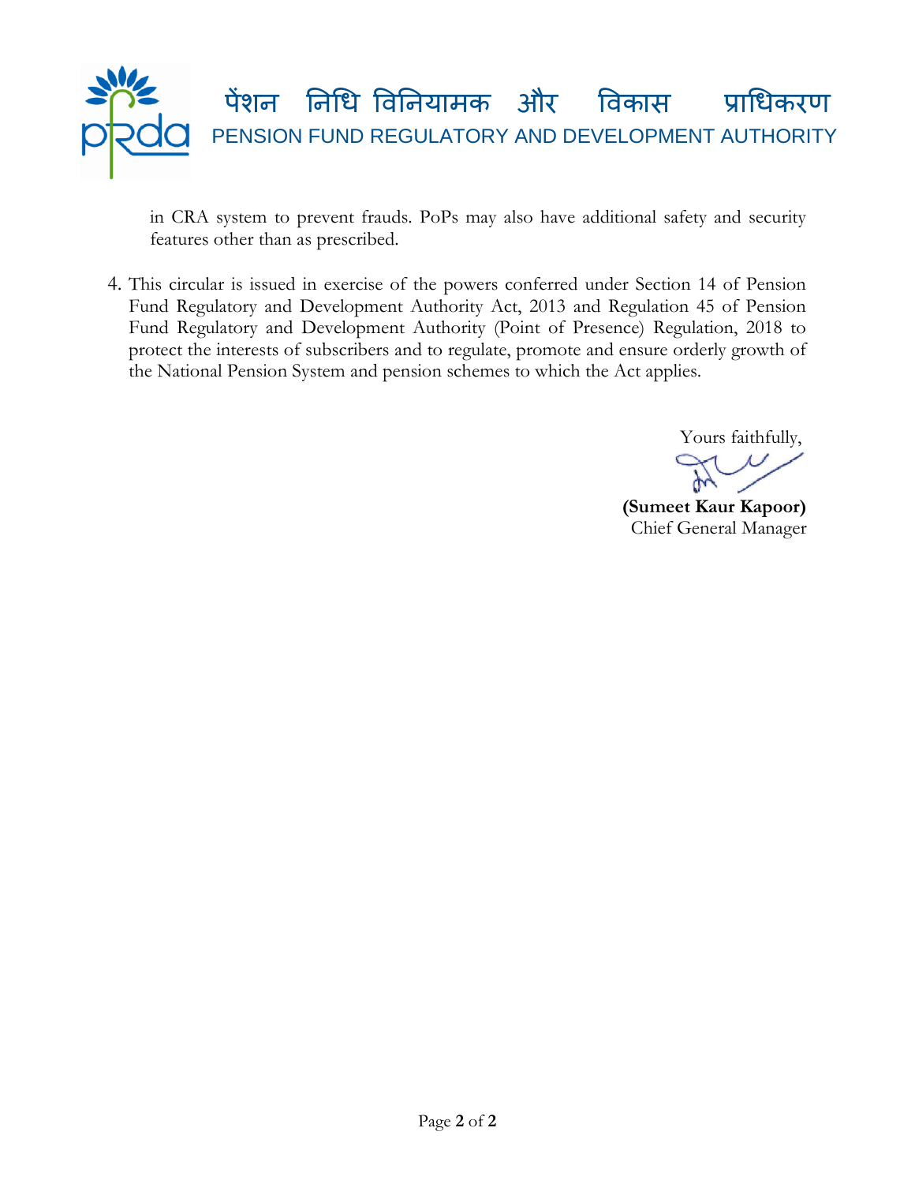in CRA system to prevent frauds. PoPs may also have additional safety and security features other than as prescribed.

4. This circular is issued in exercise of the powers conferred under Section 14 of Pension Fund Regulatory and Development Authority Act, 2013 and Regulation 45 of Pension Fund Regulatory and Development Authority (Point of Presence) Regulation, 2018 to protect the interests of subscribers and to regulate, promote and ensure orderly growth of the National Pension System and pension schemes to which the Act applies.

Yours faithfully,

**(Sumeet Kaur Kapoor)**
Chief General Manager